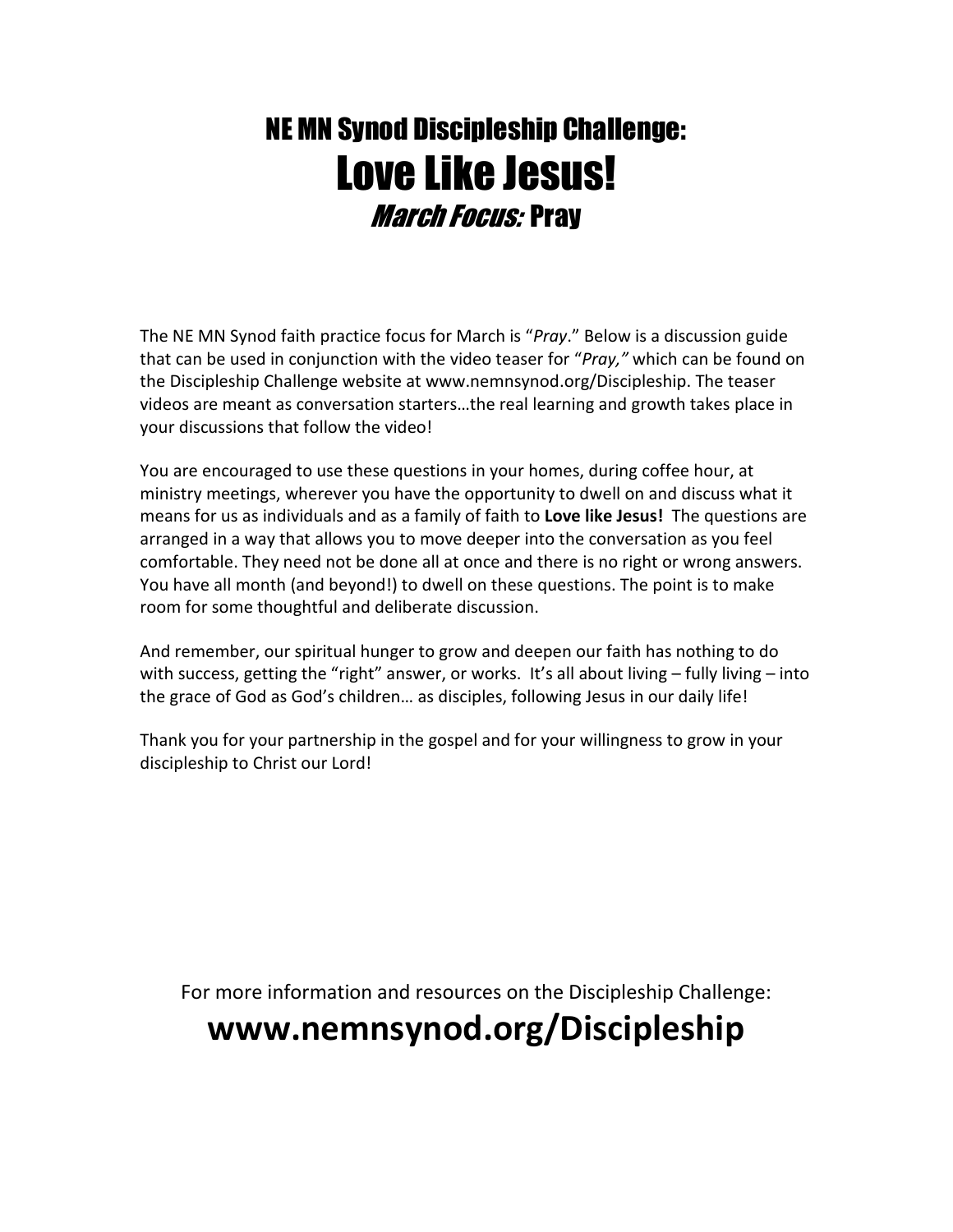# NE MN Synod Discipleship Challenge:
# Love Like Jesus!
## *March Focus:* Pray

The NE MN Synod faith practice focus for March is "*Pray*." Below is a discussion guide that can be used in conjunction with the video teaser for "*Pray,*" which can be found on the Discipleship Challenge website at www.nemnsynod.org/Discipleship. The teaser videos are meant as conversation starters…the real learning and growth takes place in your discussions that follow the video!

You are encouraged to use these questions in your homes, during coffee hour, at ministry meetings, wherever you have the opportunity to dwell on and discuss what it means for us as individuals and as a family of faith to **Love like Jesus!** The questions are arranged in a way that allows you to move deeper into the conversation as you feel comfortable. They need not be done all at once and there is no right or wrong answers. You have all month (and beyond!) to dwell on these questions. The point is to make room for some thoughtful and deliberate discussion.

And remember, our spiritual hunger to grow and deepen our faith has nothing to do with success, getting the "right" answer, or works. It's all about living – fully living – into the grace of God as God's children… as disciples, following Jesus in our daily life!

Thank you for your partnership in the gospel and for your willingness to grow in your discipleship to Christ our Lord!

For more information and resources on the Discipleship Challenge:

**www.nemnsynod.org/Discipleship**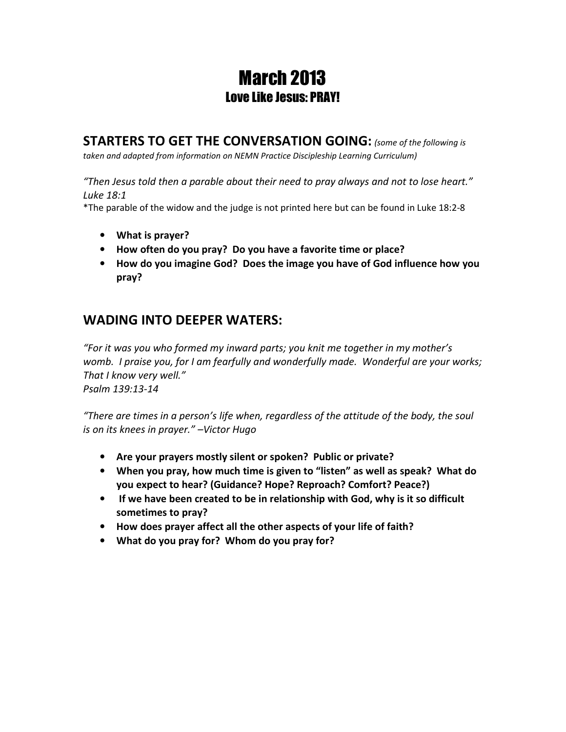# March 2013

## Love Like Jesus: PRAY!

**STARTERS TO GET THE CONVERSATION GOING:** *(some of the following is taken and adapted from information on NEMN Practice Discipleship Learning Curriculum)*

*"Then Jesus told then a parable about their need to pray always and not to lose heart." Luke 18:1*

*The parable of the widow and the judge is not printed here but can be found in Luke 18:2-8

- **What is prayer?**
- **How often do you pray? Do you have a favorite time or place?**
- **How do you imagine God? Does the image you have of God influence how you pray?**

**WADING INTO DEEPER WATERS:**

*"For it was you who formed my inward parts; you knit me together in my mother's womb. I praise you, for I am fearfully and wonderfully made. Wonderful are your works; That I know very well."*
*Psalm 139:13-14*

*"There are times in a person's life when, regardless of the attitude of the body, the soul is on its knees in prayer." –Victor Hugo*

- **Are your prayers mostly silent or spoken? Public or private?**
- **When you pray, how much time is given to "listen" as well as speak? What do you expect to hear? (Guidance? Hope? Reproach? Comfort? Peace?)**
- **If we have been created to be in relationship with God, why is it so difficult sometimes to pray?**
- **How does prayer affect all the other aspects of your life of faith?**
- **What do you pray for? Whom do you pray for?**